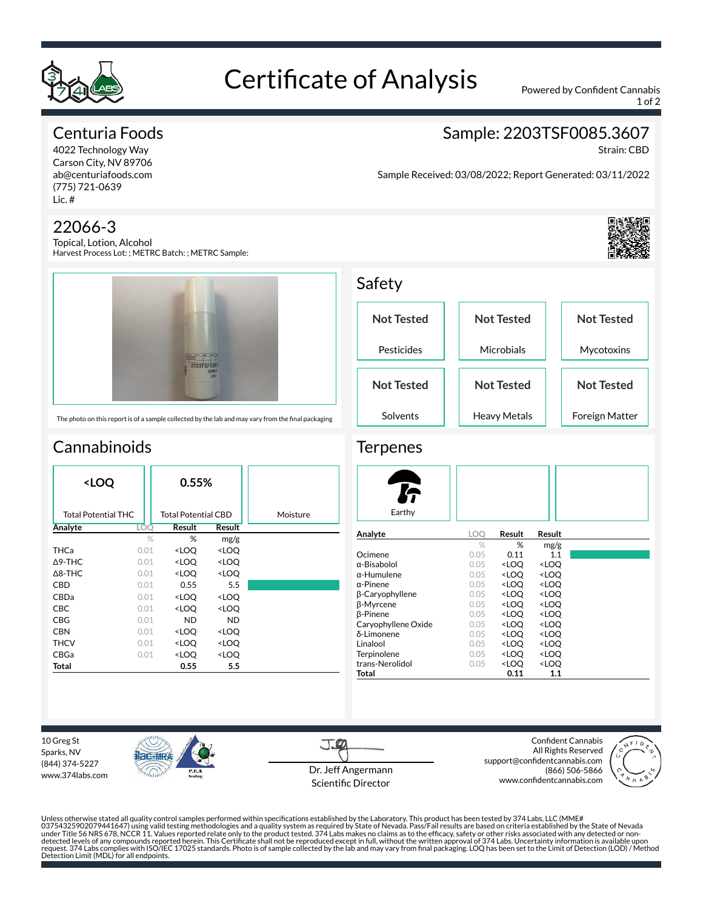# Certificate of Analysis

Powered by Confident Cannabis

## Centuria Foods

4022 Technology Way
Carson City, NV 89706
ab@centuriafoods.com
(775) 721-0639
Lic. #

## Sample: 2203TSF0085.3607

Strain: CBD

Sample Received: 03/08/2022; Report Generated: 03/11/2022

## 22066-3

Topical, Lotion, Alcohol
Harvest Process Lot: ; METRC Batch: ; METRC Sample:

The photo on this report is of a sample collected by the lab and may vary from the final packaging

## Safety

| Pesticides | Microbials | Mycotoxins |
|---|---|---|
| Not Tested | Not Tested | Not Tested |

| Solvents | Heavy Metals | Foreign Matter |
|---|---|---|
| Not Tested | Not Tested | Not Tested |

## Cannabinoids

| Total Potential THC | Total Potential CBD | Moisture |
|---|---|---|
| <LOQ | 0.55% | |

| Analyte | LOQ | Result | Result |
|---|---|---|---|
| | % | % | mg/g |
| THCa | 0.01 | <LOQ | <LOQ |
| Δ9-THC | 0.01 | <LOQ | <LOQ |
| Δ8-THC | 0.01 | <LOQ | <LOQ |
| CBD | 0.01 | 0.55 | 5.5 |
| CBDa | 0.01 | <LOQ | <LOQ |
| CBC | 0.01 | <LOQ | <LOQ |
| CBG | 0.01 | ND | ND |
| CBN | 0.01 | <LOQ | <LOQ |
| THCV | 0.01 | <LOQ | <LOQ |
| CBGa | 0.01 | <LOQ | <LOQ |
| **Total** | | **0.55** | **5.5** |

## Terpenes

Earthy

| Analyte | LOQ | Result | Result |
|---|---|---|---|
| | % | % | mg/g |
| Ocimene | 0.05 | 0.11 | 1.1 |
| α-Bisabolol | 0.05 | <LOQ | <LOQ |
| α-Humulene | 0.05 | <LOQ | <LOQ |
| α-Pinene | 0.05 | <LOQ | <LOQ |
| β-Caryophyllene | 0.05 | <LOQ | <LOQ |
| β-Myrcene | 0.05 | <LOQ | <LOQ |
| β-Pinene | 0.05 | <LOQ | <LOQ |
| Caryophyllene Oxide | 0.05 | <LOQ | <LOQ |
| δ-Limonene | 0.05 | <LOQ | <LOQ |
| Linalool | 0.05 | <LOQ | <LOQ |
| Terpinolene | 0.05 | <LOQ | <LOQ |
| trans-Nerolidol | 0.05 | <LOQ | <LOQ |
| **Total** | | **0.11** | **1.1** |

10 Greg St
Sparks, NV
(844) 374-5227
www.374labs.com

Dr. Jeff Angermann
Scientific Director

Confident Cannabis
All Rights Reserved
support@confidentcannabis.com
(866) 506-5866
www.confidentcannabis.com

Unless otherwise stated all quality control samples performed within specifications established by the Laboratory. This product has been tested by 374 Labs, LLC (MME# 03754325902079441647) using valid testing methodologies and a quality system as required by State of Nevada. Pass/Fail results are based on criteria established by the State of Nevada under Title 56 NRS 678, NCCR 11. Values reported relate only to the product tested. 374 Labs makes no claims as to the efficacy, safety or other risks associated with any detected or non-detected levels of any compounds reported herein. This Certificate shall not be reproduced except in full, without the written approval of 374 Labs. Uncertainty information is available upon request. 374 Labs complies with ISO/IEC 17025 standards. Photo is of sample collected by the lab and may vary from final packaging. LOQ has been set to the Limit of Detection (LOD) / Method Detection Limit (MDL) for all endpoints.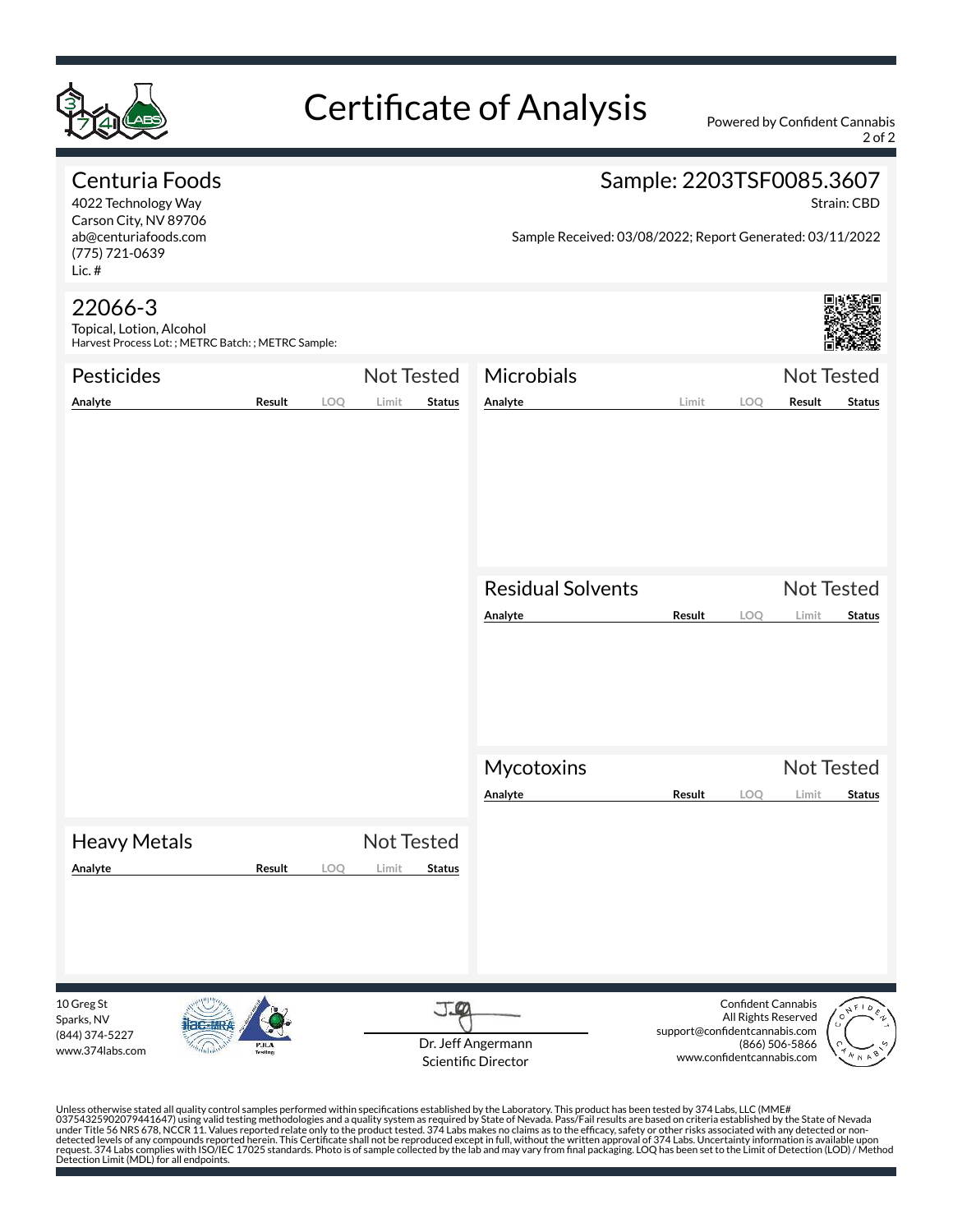# Certificate of Analysis

Powered by Confident Cannabis

## Centuria Foods

4022 Technology Way
Carson City, NV 89706
ab@centuriafoods.com
(775) 721-0639
Lic. #

## Sample: 2203TSF0085.3607

Strain: CBD

Sample Received: 03/08/2022; Report Generated: 03/11/2022

## 22066-3

Topical, Lotion, Alcohol
Harvest Process Lot: ; METRC Batch: ; METRC Sample:

### Pesticides — Not Tested

| Analyte | Result | LOQ | Limit | Status |
|---|---|---|---|---|

### Microbials — Not Tested

| Analyte | Limit | LOQ | Result | Status |
|---|---|---|---|---|

### Residual Solvents — Not Tested

| Analyte | Result | LOQ | Limit | Status |
|---|---|---|---|---|

### Mycotoxins — Not Tested

| Analyte | Result | LOQ | Limit | Status |
|---|---|---|---|---|

### Heavy Metals — Not Tested

| Analyte | Result | LOQ | Limit | Status |
|---|---|---|---|---|

10 Greg St
Sparks, NV
(844) 374-5227
www.374labs.com

Dr. Jeff Angermann
Scientific Director

Confident Cannabis
All Rights Reserved
support@confidentcannabis.com
(866) 506-5866
www.confidentcannabis.com

Unless otherwise stated all quality control samples performed within specifications established by the Laboratory. This product has been tested by 374 Labs, LLC (MME# 03754325902079441647) using valid testing methodologies and a quality system as required by State of Nevada. Pass/Fail results are based on criteria established by the State of Nevada under Title 56 NRS 678, NCCR 11. Values reported relate only to the product tested. 374 Labs makes no claims as to the efficacy, safety or other risks associated with any detected or non-detected levels of any compounds reported herein. This Certificate shall not be reproduced except in full, without the written approval of 374 Labs. Uncertainty information is available upon request. 374 Labs complies with ISO/IEC 17025 standards. Photo is of sample collected by the lab and may vary from final packaging. LOQ has been set to the Limit of Detection (LOD) / Method Detection Limit (MDL) for all endpoints.